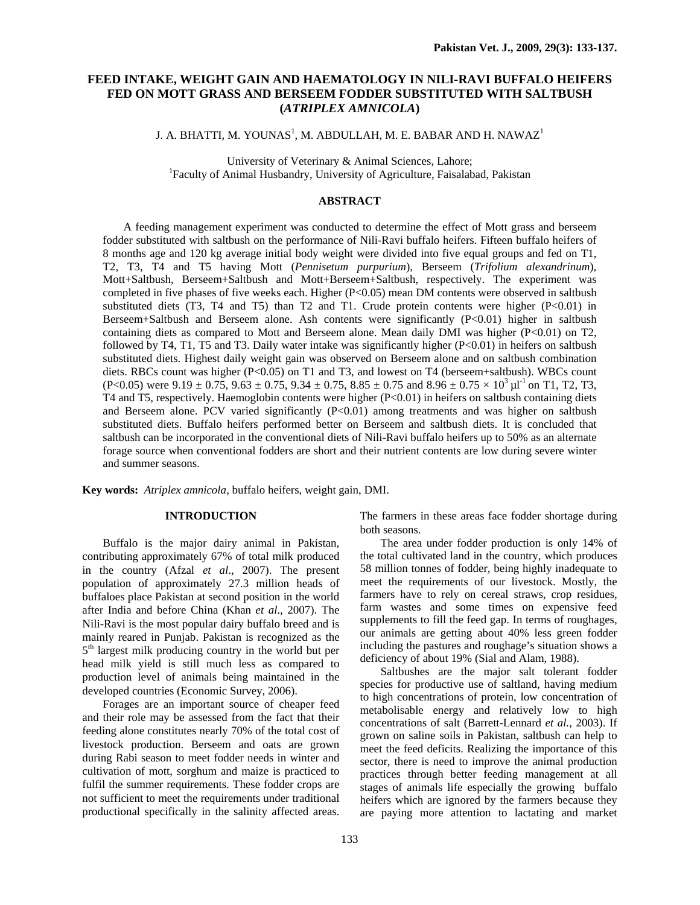# FEED INTAKE, WEIGHT GAIN AND HAEMATOLOGY IN NILI-RAVI BUFFALO HEIFERS FED ON MOTT GRASS AND BERSEEM FODDER SUBSTITUTED WITH SALTBUSH (*ATRIPLEX AMNICOLA*)

J. A. BHATTI, M. YOUNAS[1], M. ABDULLAH, M. E. BABAR AND H. NAWAZ[1]

University of Veterinary & Animal Sciences, Lahore;
[1]Faculty of Animal Husbandry, University of Agriculture, Faisalabad, Pakistan

## ABSTRACT

A feeding management experiment was conducted to determine the effect of Mott grass and berseem fodder substituted with saltbush on the performance of Nili-Ravi buffalo heifers. Fifteen buffalo heifers of 8 months age and 120 kg average initial body weight were divided into five equal groups and fed on T1, T2, T3, T4 and T5 having Mott (*Pennisetum purpurium*), Berseem (*Trifolium alexandrinum*), Mott+Saltbush, Berseem+Saltbush and Mott+Berseem+Saltbush, respectively. The experiment was completed in five phases of five weeks each. Higher ($P<0.05$) mean DM contents were observed in saltbush substituted diets (T3, T4 and T5) than T2 and T1. Crude protein contents were higher ($P<0.01$) in Berseem+Saltbush and Berseem alone. Ash contents were significantly ($P<0.01$) higher in saltbush containing diets as compared to Mott and Berseem alone. Mean daily DMI was higher ($P<0.01$) on T2, followed by T4, T1, T5 and T3. Daily water intake was significantly higher ($P<0.01$) in heifers on saltbush substituted diets. Highest daily weight gain was observed on Berseem alone and on saltbush combination diets. RBCs count was higher ($P<0.05$) on T1 and T3, and lowest on T4 (berseem+saltbush). WBCs count ($P<0.05$) were $9.19 \pm 0.75$, $9.63 \pm 0.75$, $9.34 \pm 0.75$, $8.85 \pm 0.75$ and $8.96 \pm 0.75 \times 10^3$ µl$^{-1}$ on T1, T2, T3, T4 and T5, respectively. Haemoglobin contents were higher ($P<0.01$) in heifers on saltbush containing diets and Berseem alone. PCV varied significantly ($P<0.01$) among treatments and was higher on saltbush substituted diets. Buffalo heifers performed better on Berseem and saltbush diets. It is concluded that saltbush can be incorporated in the conventional diets of Nili-Ravi buffalo heifers up to 50% as an alternate forage source when conventional fodders are short and their nutrient contents are low during severe winter and summer seasons.

**Key words:** *Atriplex amnicola,* buffalo heifers, weight gain, DMI.

## INTRODUCTION

Buffalo is the major dairy animal in Pakistan, contributing approximately 67% of total milk produced in the country (Afzal *et al*., 2007). The present population of approximately 27.3 million heads of buffaloes place Pakistan at second position in the world after India and before China (Khan *et al*., 2007). The Nili-Ravi is the most popular dairy buffalo breed and is mainly reared in Punjab. Pakistan is recognized as the 5th largest milk producing country in the world but per head milk yield is still much less as compared to production level of animals being maintained in the developed countries (Economic Survey, 2006).

Forages are an important source of cheaper feed and their role may be assessed from the fact that their feeding alone constitutes nearly 70% of the total cost of livestock production. Berseem and oats are grown during Rabi season to meet fodder needs in winter and cultivation of mott, sorghum and maize is practiced to fulfil the summer requirements. These fodder crops are not sufficient to meet the requirements under traditional productional specifically in the salinity affected areas. The farmers in these areas face fodder shortage during both seasons.

The area under fodder production is only 14% of the total cultivated land in the country, which produces 58 million tonnes of fodder, being highly inadequate to meet the requirements of our livestock. Mostly, the farmers have to rely on cereal straws, crop residues, farm wastes and some times on expensive feed supplements to fill the feed gap. In terms of roughages, our animals are getting about 40% less green fodder including the pastures and roughage's situation shows a deficiency of about 19% (Sial and Alam, 1988).

Saltbushes are the major salt tolerant fodder species for productive use of saltland, having medium to high concentrations of protein, low concentration of metabolisable energy and relatively low to high concentrations of salt (Barrett-Lennard *et al.,* 2003). If grown on saline soils in Pakistan, saltbush can help to meet the feed deficits. Realizing the importance of this sector, there is need to improve the animal production practices through better feeding management at all stages of animals life especially the growing buffalo heifers which are ignored by the farmers because they are paying more attention to lactating and market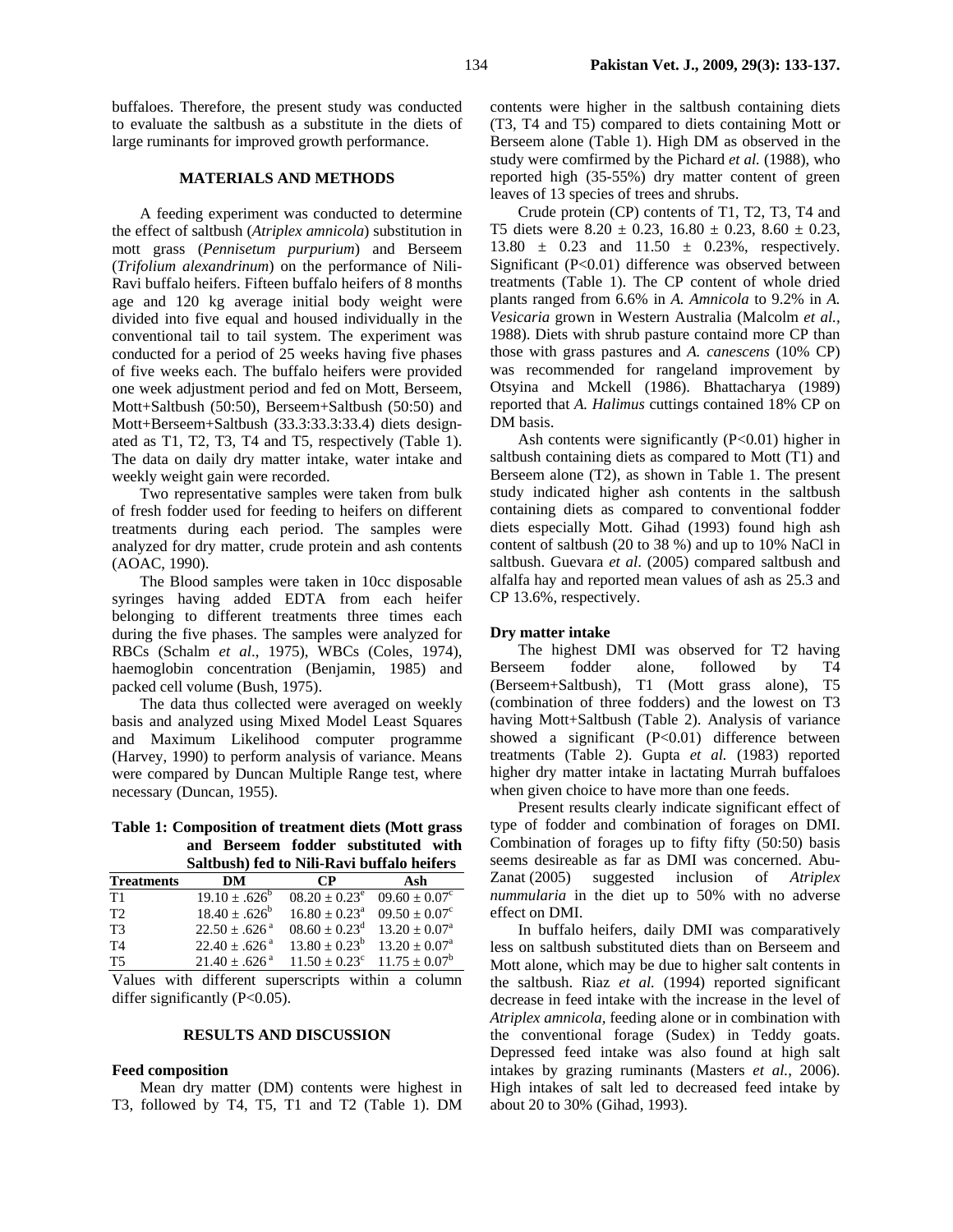buffaloes. Therefore, the present study was conducted to evaluate the saltbush as a substitute in the diets of large ruminants for improved growth performance.

## MATERIALS AND METHODS

A feeding experiment was conducted to determine the effect of saltbush (*Atriplex amnicola*) substitution in mott grass (*Pennisetum purpurium*) and Berseem (*Trifolium alexandrinum*) on the performance of Nili-Ravi buffalo heifers. Fifteen buffalo heifers of 8 months age and 120 kg average initial body weight were divided into five equal and housed individually in the conventional tail to tail system. The experiment was conducted for a period of 25 weeks having five phases of five weeks each. The buffalo heifers were provided one week adjustment period and fed on Mott, Berseem, Mott+Saltbush (50:50), Berseem+Saltbush (50:50) and Mott+Berseem+Saltbush (33.3:33.3:33.4) diets designated as T1, T2, T3, T4 and T5, respectively (Table 1). The data on daily dry matter intake, water intake and weekly weight gain were recorded.

Two representative samples were taken from bulk of fresh fodder used for feeding to heifers on different treatments during each period. The samples were analyzed for dry matter, crude protein and ash contents (AOAC, 1990).

The Blood samples were taken in 10cc disposable syringes having added EDTA from each heifer belonging to different treatments three times each during the five phases. The samples were analyzed for RBCs (Schalm *et al*., 1975), WBCs (Coles, 1974), haemoglobin concentration (Benjamin, 1985) and packed cell volume (Bush, 1975).

The data thus collected were averaged on weekly basis and analyzed using Mixed Model Least Squares and Maximum Likelihood computer programme (Harvey, 1990) to perform analysis of variance. Means were compared by Duncan Multiple Range test, where necessary (Duncan, 1955).

**Table 1: Composition of treatment diets (Mott grass and Berseem fodder substituted with Saltbush) fed to Nili-Ravi buffalo heifers**

| Treatments | DM | CP | Ash |
|---|---|---|---|
| T1 | $19.10 \pm .626^{b}$ | $08.20 \pm 0.23^{e}$ | $09.60 \pm 0.07^{c}$ |
| T2 | $18.40 \pm .626^{b}$ | $16.80 \pm 0.23^{a}$ | $09.50 \pm 0.07^{c}$ |
| T3 | $22.50 \pm .626^{a}$ | $08.60 \pm 0.23^{d}$ | $13.20 \pm 0.07^{a}$ |
| T4 | $22.40 \pm .626^{a}$ | $13.80 \pm 0.23^{b}$ | $13.20 \pm 0.07^{a}$ |
| T5 | $21.40 \pm .626^{a}$ | $11.50 \pm 0.23^{c}$ | $11.75 \pm 0.07^{b}$ |

Values with different superscripts within a column differ significantly ($P<0.05$).

## RESULTS AND DISCUSSION

### Feed composition

Mean dry matter (DM) contents were highest in T3, followed by T4, T5, T1 and T2 (Table 1). DM contents were higher in the saltbush containing diets (T3, T4 and T5) compared to diets containing Mott or Berseem alone (Table 1). High DM as observed in the study were comfirmed by the Pichard *et al.* (1988), who reported high (35-55%) dry matter content of green leaves of 13 species of trees and shrubs.

Crude protein (CP) contents of T1, T2, T3, T4 and T5 diets were $8.20 \pm 0.23$, $16.80 \pm 0.23$, $8.60 \pm 0.23$, $13.80 \pm 0.23$ and $11.50 \pm 0.23\%$, respectively. Significant ($P<0.01$) difference was observed between treatments (Table 1). The CP content of whole dried plants ranged from 6.6% in *A. Amnicola* to 9.2% in *A. Vesicaria* grown in Western Australia (Malcolm *et al.*, 1988). Diets with shrub pasture containd more CP than those with grass pastures and *A. canescens* (10% CP) was recommended for rangeland improvement by Otsyina and Mckell (1986). Bhattacharya (1989) reported that *A. Halimus* cuttings contained 18% CP on DM basis.

Ash contents were significantly ($P<0.01$) higher in saltbush containing diets as compared to Mott (T1) and Berseem alone (T2), as shown in Table 1. The present study indicated higher ash contents in the saltbush containing diets as compared to conventional fodder diets especially Mott. Gihad (1993) found high ash content of saltbush (20 to 38 %) and up to 10% NaCl in saltbush. Guevara *et al*. (2005) compared saltbush and alfalfa hay and reported mean values of ash as 25.3 and CP 13.6%, respectively.

### Dry matter intake

The highest DMI was observed for T2 having Berseem fodder alone, followed by T4 (Berseem+Saltbush), T1 (Mott grass alone), T5 (combination of three fodders) and the lowest on T3 having Mott+Saltbush (Table 2). Analysis of variance showed a significant ($P<0.01$) difference between treatments (Table 2). Gupta *et al.* (1983) reported higher dry matter intake in lactating Murrah buffaloes when given choice to have more than one feeds.

Present results clearly indicate significant effect of type of fodder and combination of forages on DMI. Combination of forages up to fifty fifty (50:50) basis seems desireable as far as DMI was concerned. Abu-Zanat (2005) suggested inclusion of *Atriplex nummularia* in the diet up to 50% with no adverse effect on DMI.

In buffalo heifers, daily DMI was comparatively less on saltbush substituted diets than on Berseem and Mott alone, which may be due to higher salt contents in the saltbush. Riaz *et al.* (1994) reported significant decrease in feed intake with the increase in the level of *Atriplex amnicola*, feeding alone or in combination with the conventional forage (Sudex) in Teddy goats. Depressed feed intake was also found at high salt intakes by grazing ruminants (Masters *et al.*, 2006). High intakes of salt led to decreased feed intake by about 20 to 30% (Gihad, 1993).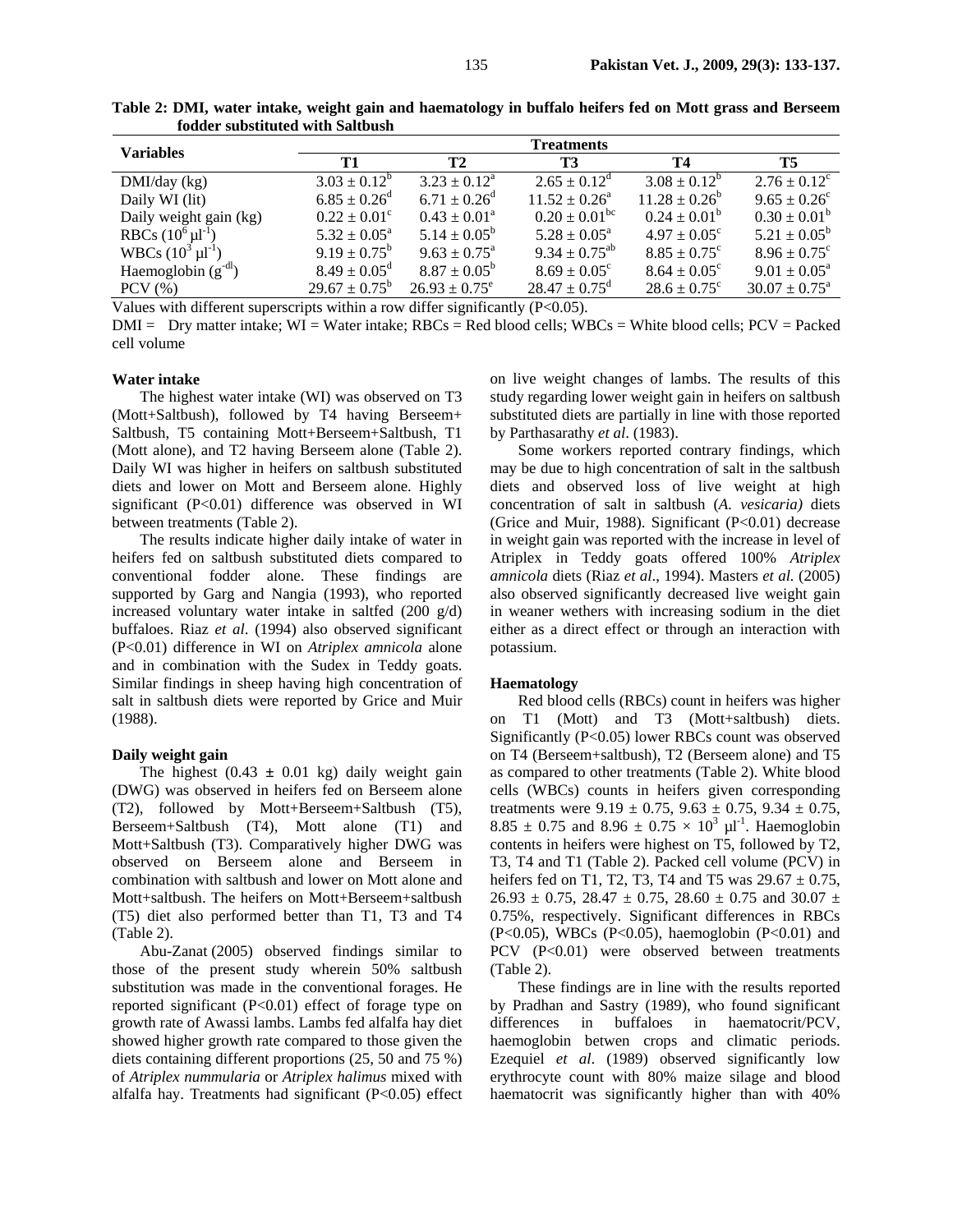**Table 2: DMI, water intake, weight gain and haematology in buffalo heifers fed on Mott grass and Berseem fodder substituted with Saltbush**

| Variables | Treatments | | | | |
|---|---|---|---|---|---|
| | T1 | T2 | T3 | T4 | T5 |
| DMI/day (kg) | $3.03 \pm 0.12^b$ | $3.23 \pm 0.12^a$ | $2.65 \pm 0.12^d$ | $3.08 \pm 0.12^b$ | $2.76 \pm 0.12^c$ |
| Daily WI (lit) | $6.85 \pm 0.26^d$ | $6.71 \pm 0.26^d$ | $11.52 \pm 0.26^a$ | $11.28 \pm 0.26^b$ | $9.65 \pm 0.26^c$ |
| Daily weight gain (kg) | $0.22 \pm 0.01^c$ | $0.43 \pm 0.01^a$ | $0.20 \pm 0.01^{bc}$ | $0.24 \pm 0.01^b$ | $0.30 \pm 0.01^b$ |
| RBCs ($10^6$ µl$^{-1}$) | $5.32 \pm 0.05^a$ | $5.14 \pm 0.05^b$ | $5.28 \pm 0.05^a$ | $4.97 \pm 0.05^c$ | $5.21 \pm 0.05^b$ |
| WBCs ($10^3$ µl$^{-1}$) | $9.19 \pm 0.75^b$ | $9.63 \pm 0.75^a$ | $9.34 \pm 0.75^{ab}$ | $8.85 \pm 0.75^c$ | $8.96 \pm 0.75^c$ |
| Haemoglobin (g$^{-dl}$) | $8.49 \pm 0.05^d$ | $8.87 \pm 0.05^b$ | $8.69 \pm 0.05^c$ | $8.64 \pm 0.05^c$ | $9.01 \pm 0.05^a$ |
| PCV (%) | $29.67 \pm 0.75^b$ | $26.93 \pm 0.75^e$ | $28.47 \pm 0.75^d$ | $28.6 \pm 0.75^c$ | $30.07 \pm 0.75^a$ |

Values with different superscripts within a row differ significantly (P<0.05).

DMI = Dry matter intake; WI = Water intake; RBCs = Red blood cells; WBCs = White blood cells; PCV = Packed cell volume

### Water intake

The highest water intake (WI) was observed on T3 (Mott+Saltbush), followed by T4 having Berseem+ Saltbush, T5 containing Mott+Berseem+Saltbush, T1 (Mott alone), and T2 having Berseem alone (Table 2). Daily WI was higher in heifers on saltbush substituted diets and lower on Mott and Berseem alone. Highly significant (P<0.01) difference was observed in WI between treatments (Table 2).

The results indicate higher daily intake of water in heifers fed on saltbush substituted diets compared to conventional fodder alone. These findings are supported by Garg and Nangia (1993), who reported increased voluntary water intake in saltfed (200 g/d) buffaloes. Riaz *et al*. (1994) also observed significant (P<0.01) difference in WI on *Atriplex amnicola* alone and in combination with the Sudex in Teddy goats. Similar findings in sheep having high concentration of salt in saltbush diets were reported by Grice and Muir (1988).

### Daily weight gain

The highest (0.43 ± 0.01 kg) daily weight gain (DWG) was observed in heifers fed on Berseem alone (T2), followed by Mott+Berseem+Saltbush (T5), Berseem+Saltbush (T4), Mott alone (T1) and Mott+Saltbush (T3). Comparatively higher DWG was observed on Berseem alone and Berseem in combination with saltbush and lower on Mott alone and Mott+saltbush. The heifers on Mott+Berseem+saltbush (T5) diet also performed better than T1, T3 and T4 (Table 2).

Abu-Zanat (2005) observed findings similar to those of the present study wherein 50% saltbush substitution was made in the conventional forages. He reported significant (P<0.01) effect of forage type on growth rate of Awassi lambs. Lambs fed alfalfa hay diet showed higher growth rate compared to those given the diets containing different proportions (25, 50 and 75 %) of *Atriplex nummularia* or *Atriplex halimus* mixed with alfalfa hay. Treatments had significant (P<0.05) effect on live weight changes of lambs. The results of this study regarding lower weight gain in heifers on saltbush substituted diets are partially in line with those reported by Parthasarathy *et al*. (1983).

Some workers reported contrary findings, which may be due to high concentration of salt in the saltbush diets and observed loss of live weight at high concentration of salt in saltbush (*A. vesicaria)* diets (Grice and Muir, 1988). Significant (P<0.01) decrease in weight gain was reported with the increase in level of Atriplex in Teddy goats offered 100% *Atriplex amnicola* diets (Riaz *et al*., 1994). Masters *et al.* (2005) also observed significantly decreased live weight gain in weaner wethers with increasing sodium in the diet either as a direct effect or through an interaction with potassium.

### Haematology

Red blood cells (RBCs) count in heifers was higher on T1 (Mott) and T3 (Mott+saltbush) diets. Significantly (P<0.05) lower RBCs count was observed on T4 (Berseem+saltbush), T2 (Berseem alone) and T5 as compared to other treatments (Table 2). White blood cells (WBCs) counts in heifers given corresponding treatments were 9.19 ± 0.75, 9.63 ± 0.75, 9.34 ± 0.75, 8.85 ± 0.75 and 8.96 ± 0.75 × $10^3$ µl$^{-1}$. Haemoglobin contents in heifers were highest on T5, followed by T2, T3, T4 and T1 (Table 2). Packed cell volume (PCV) in heifers fed on T1, T2, T3, T4 and T5 was 29.67 ± 0.75, 26.93 ± 0.75, 28.47 ± 0.75, 28.60 ± 0.75 and 30.07 ± 0.75%, respectively. Significant differences in RBCs (P<0.05), WBCs (P<0.05), haemoglobin (P<0.01) and PCV (P<0.01) were observed between treatments (Table 2).

These findings are in line with the results reported by Pradhan and Sastry (1989), who found significant differences in buffaloes in haematocrit/PCV, haemoglobin betwen crops and climatic periods. Ezequiel *et al*. (1989) observed significantly low erythrocyte count with 80% maize silage and blood haematocrit was significantly higher than with 40%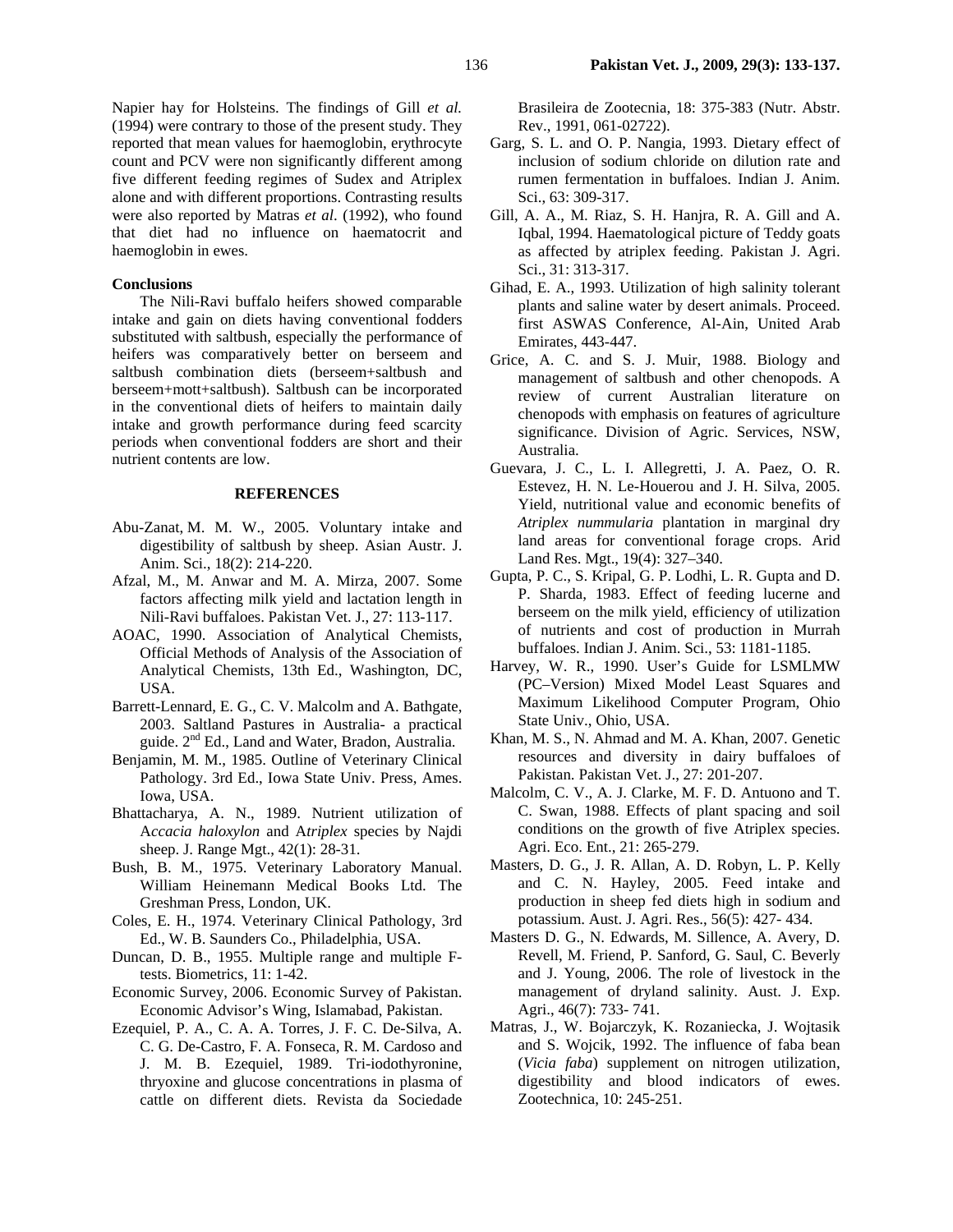Napier hay for Holsteins. The findings of Gill *et al.* (1994) were contrary to those of the present study. They reported that mean values for haemoglobin, erythrocyte count and PCV were non significantly different among five different feeding regimes of Sudex and Atriplex alone and with different proportions. Contrasting results were also reported by Matras *et al*. (1992), who found that diet had no influence on haematocrit and haemoglobin in ewes.

## Conclusions

The Nili-Ravi buffalo heifers showed comparable intake and gain on diets having conventional fodders substituted with saltbush, especially the performance of heifers was comparatively better on berseem and saltbush combination diets (berseem+saltbush and berseem+mott+saltbush). Saltbush can be incorporated in the conventional diets of heifers to maintain daily intake and growth performance during feed scarcity periods when conventional fodders are short and their nutrient contents are low.

## REFERENCES

Abu-Zanat, M. M. W., 2005. Voluntary intake and digestibility of saltbush by sheep. Asian Austr. J. Anim. Sci., 18(2): 214-220.

Afzal, M., M. Anwar and M. A. Mirza, 2007. Some factors affecting milk yield and lactation length in Nili-Ravi buffaloes. Pakistan Vet. J., 27: 113-117.

AOAC, 1990. Association of Analytical Chemists, Official Methods of Analysis of the Association of Analytical Chemists, 13th Ed., Washington, DC, USA.

Barrett-Lennard, E. G., C. V. Malcolm and A. Bathgate, 2003. Saltland Pastures in Australia- a practical guide. 2nd Ed., Land and Water, Bradon, Australia.

Benjamin, M. M., 1985. Outline of Veterinary Clinical Pathology. 3rd Ed., Iowa State Univ. Press, Ames. Iowa, USA.

Bhattacharya, A. N., 1989. Nutrient utilization of A*ccacia haloxylon* and A*triplex* species by Najdi sheep. J. Range Mgt., 42(1): 28-31.

Bush, B. M., 1975. Veterinary Laboratory Manual. William Heinemann Medical Books Ltd. The Greshman Press, London, UK.

Coles, E. H., 1974. Veterinary Clinical Pathology, 3rd Ed., W. B. Saunders Co., Philadelphia, USA.

Duncan, D. B., 1955. Multiple range and multiple F-tests. Biometrics, 11: 1-42.

Economic Survey, 2006. Economic Survey of Pakistan. Economic Advisor's Wing, Islamabad, Pakistan.

Ezequiel, P. A., C. A. A. Torres, J. F. C. De-Silva, A. C. G. De-Castro, F. A. Fonseca, R. M. Cardoso and J. M. B. Ezequiel, 1989. Tri-iodothyronine, thryoxine and glucose concentrations in plasma of cattle on different diets. Revista da Sociedade Brasileira de Zootecnia, 18: 375-383 (Nutr. Abstr. Rev., 1991, 061-02722).

Garg, S. L. and O. P. Nangia, 1993. Dietary effect of inclusion of sodium chloride on dilution rate and rumen fermentation in buffaloes. Indian J. Anim. Sci., 63: 309-317.

Gill, A. A., M. Riaz, S. H. Hanjra, R. A. Gill and A. Iqbal, 1994. Haematological picture of Teddy goats as affected by atriplex feeding. Pakistan J. Agri. Sci., 31: 313-317.

Gihad, E. A., 1993. Utilization of high salinity tolerant plants and saline water by desert animals. Proceed. first ASWAS Conference, Al-Ain, United Arab Emirates, 443-447.

Grice, A. C. and S. J. Muir, 1988. Biology and management of saltbush and other chenopods. A review of current Australian literature on chenopods with emphasis on features of agriculture significance. Division of Agric. Services, NSW, Australia.

Guevara, J. C., L. I. Allegretti, J. A. Paez, O. R. Estevez, H. N. Le-Houerou and J. H. Silva, 2005. Yield, nutritional value and economic benefits of *Atriplex nummularia* plantation in marginal dry land areas for conventional forage crops. Arid Land Res. Mgt., 19(4): 327–340.

Gupta, P. C., S. Kripal, G. P. Lodhi, L. R. Gupta and D. P. Sharda, 1983. Effect of feeding lucerne and berseem on the milk yield, efficiency of utilization of nutrients and cost of production in Murrah buffaloes. Indian J. Anim. Sci., 53: 1181-1185.

Harvey, W. R., 1990. User's Guide for LSMLMW (PC–Version) Mixed Model Least Squares and Maximum Likelihood Computer Program, Ohio State Univ., Ohio, USA.

Khan, M. S., N. Ahmad and M. A. Khan, 2007. Genetic resources and diversity in dairy buffaloes of Pakistan. Pakistan Vet. J., 27: 201-207.

Malcolm, C. V., A. J. Clarke, M. F. D. Antuono and T. C. Swan, 1988. Effects of plant spacing and soil conditions on the growth of five Atriplex species. Agri. Eco. Ent., 21: 265-279.

Masters, D. G., J. R. Allan, A. D. Robyn, L. P. Kelly and C. N. Hayley, 2005. Feed intake and production in sheep fed diets high in sodium and potassium. Aust. J. Agri. Res., 56(5): 427- 434.

Masters D. G., N. Edwards, M. Sillence, A. Avery, D. Revell, M. Friend, P. Sanford, G. Saul, C. Beverly and J. Young, 2006. The role of livestock in the management of dryland salinity. Aust. J. Exp. Agri., 46(7): 733- 741.

Matras, J., W. Bojarczyk, K. Rozaniecka, J. Wojtasik and S. Wojcik, 1992. The influence of faba bean (*Vicia faba*) supplement on nitrogen utilization, digestibility and blood indicators of ewes. Zootechnica, 10: 245-251.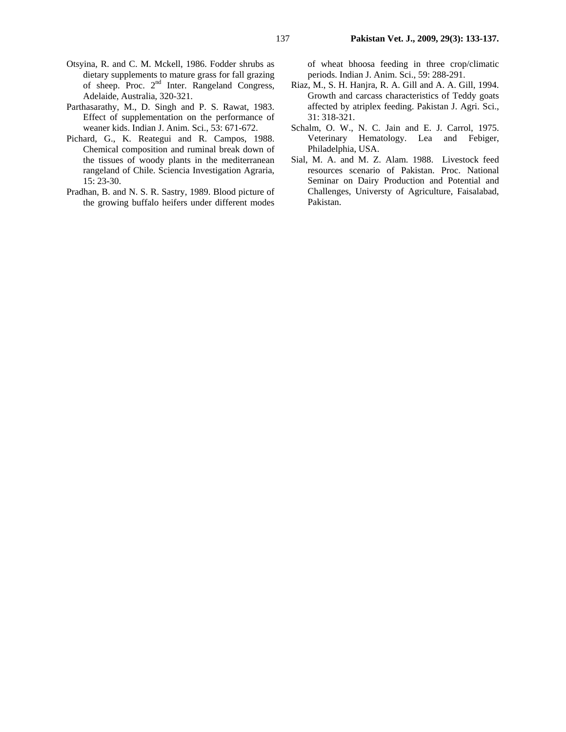Otsyina, R. and C. M. Mckell, 1986. Fodder shrubs as dietary supplements to mature grass for fall grazing of sheep. Proc. 2nd Inter. Rangeland Congress, Adelaide, Australia, 320-321.

Parthasarathy, M., D. Singh and P. S. Rawat, 1983. Effect of supplementation on the performance of weaner kids. Indian J. Anim. Sci., 53: 671-672.

Pichard, G., K. Reategui and R. Campos, 1988. Chemical composition and ruminal break down of the tissues of woody plants in the mediterranean rangeland of Chile. Sciencia Investigation Agraria, 15: 23-30.

Pradhan, B. and N. S. R. Sastry, 1989. Blood picture of the growing buffalo heifers under different modes of wheat bhoosa feeding in three crop/climatic periods. Indian J. Anim. Sci., 59: 288-291.

Riaz, M., S. H. Hanjra, R. A. Gill and A. A. Gill, 1994. Growth and carcass characteristics of Teddy goats affected by atriplex feeding. Pakistan J. Agri. Sci., 31: 318-321.

Schalm, O. W., N. C. Jain and E. J. Carrol, 1975. Veterinary Hematology. Lea and Febiger, Philadelphia, USA.

Sial, M. A. and M. Z. Alam. 1988. Livestock feed resources scenario of Pakistan. Proc. National Seminar on Dairy Production and Potential and Challenges, Universty of Agriculture, Faisalabad, Pakistan.